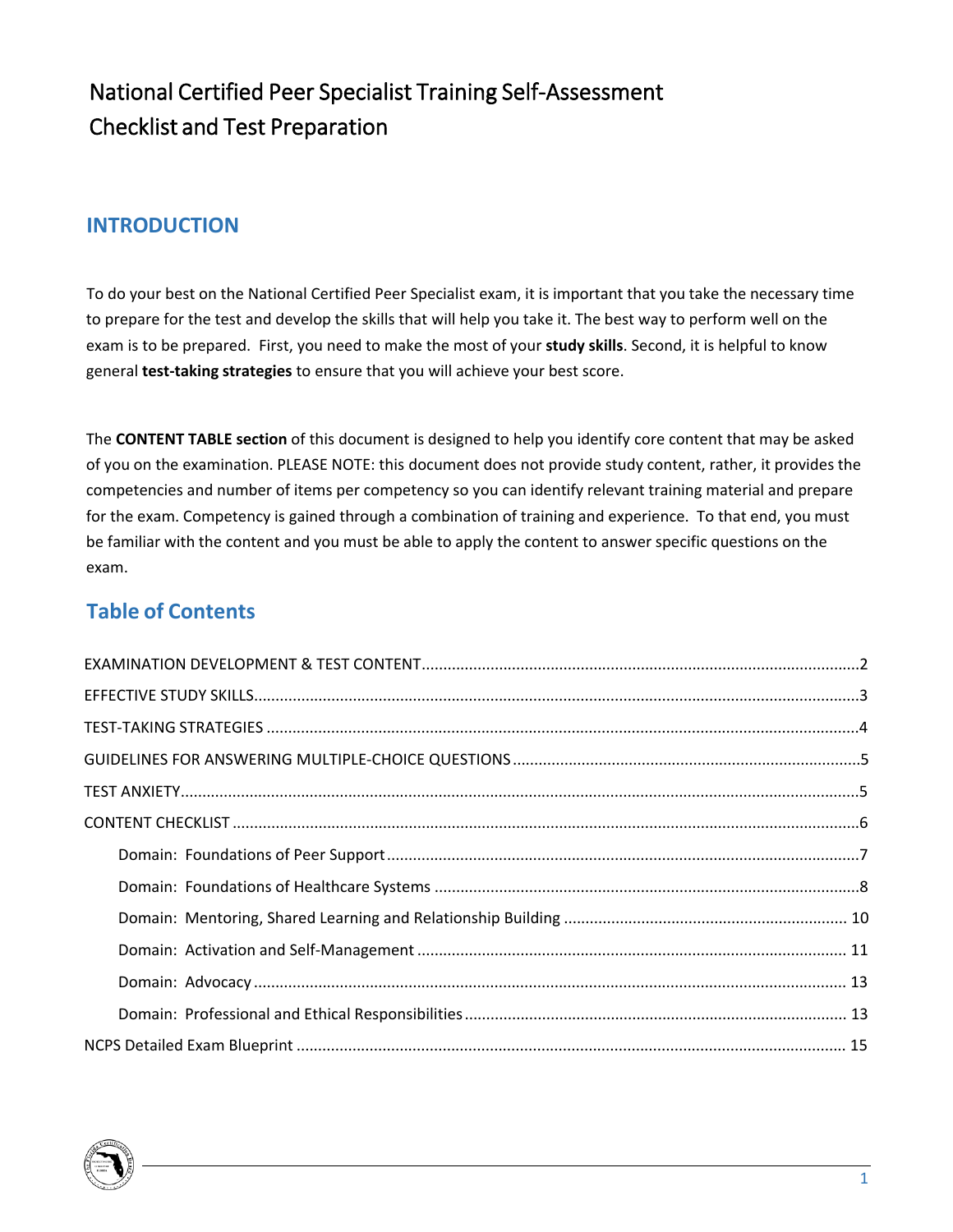# National Certified Peer Specialist Training Self-Assessment Checklist and Test Preparation

## INTRODUCTION

To do your best on the National Certified Peer Specialist exam, it is important that you take the necessary time to prepare for the test and develop the skills that will help you take it. The best way to perform well on the exam is to be prepared. First, you need to make the most of your **study skills**. Second, it is helpful to know general **test-taking strategies** to ensure that you will achieve your best score.

The **CONTENT TABLE section** of this document is designed to help you identify core content that may be asked of you on the examination. PLEASE NOTE: this document does not provide study content, rather, it provides the competencies and number of items per competency so you can identify relevant training material and prepare for the exam. Competency is gained through a combination of training and experience. To that end, you must be familiar with the content and you must be able to apply the content to answer specific questions on the exam.

## Table of Contents

- EXAMINATION DEVELOPMENT & TEST CONTENT .......... 2
- EFFECTIVE STUDY SKILLS .......... 3
- TEST-TAKING STRATEGIES .......... 4
- GUIDELINES FOR ANSWERING MULTIPLE-CHOICE QUESTIONS .......... 5
- TEST ANXIETY .......... 5
- CONTENT CHECKLIST .......... 6
  - Domain: Foundations of Peer Support .......... 7
  - Domain: Foundations of Healthcare Systems .......... 8
  - Domain: Mentoring, Shared Learning and Relationship Building .......... 10
  - Domain: Activation and Self-Management .......... 11
  - Domain: Advocacy .......... 13
  - Domain: Professional and Ethical Responsibilities .......... 13
- NCPS Detailed Exam Blueprint .......... 15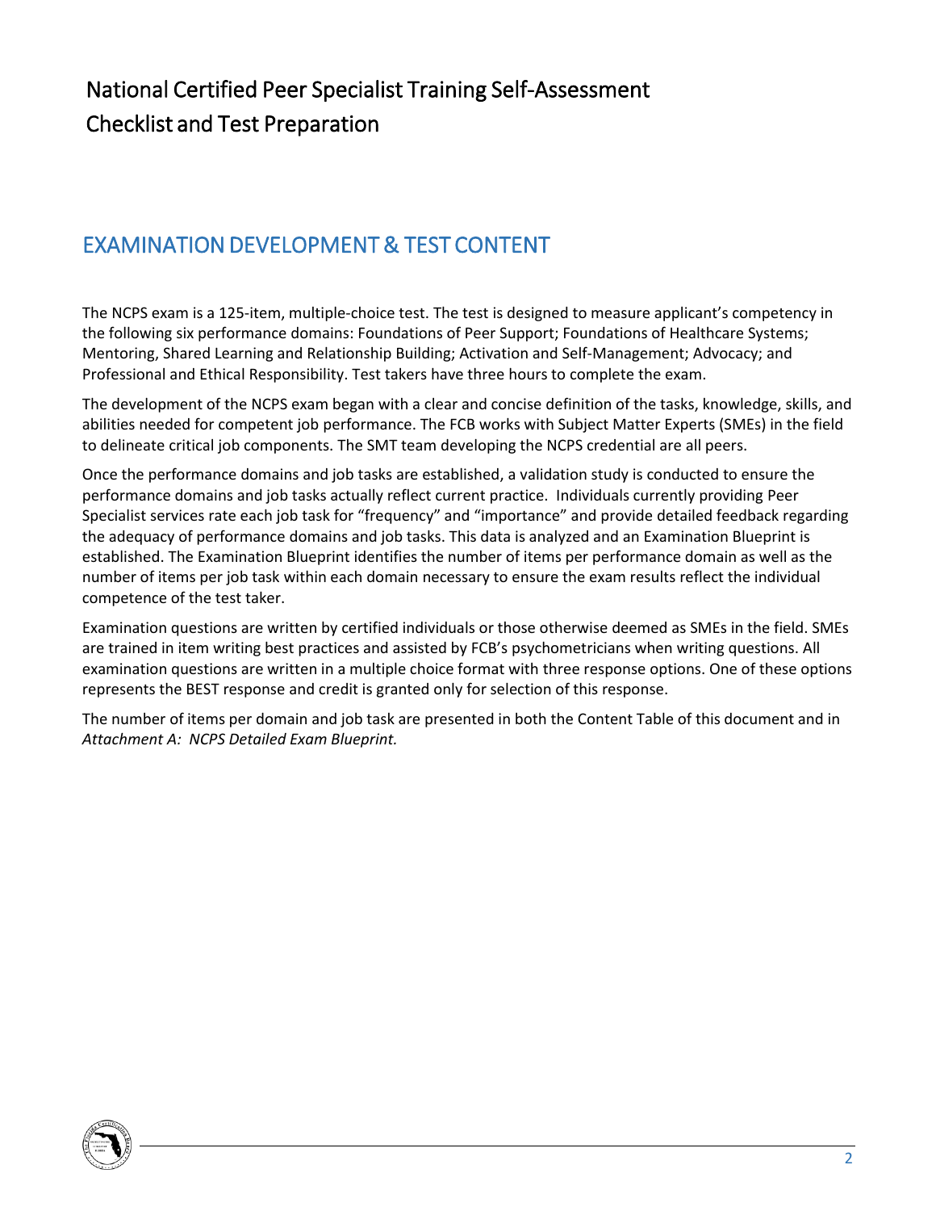# National Certified Peer Specialist Training Self-Assessment Checklist and Test Preparation

## EXAMINATION DEVELOPMENT & TEST CONTENT

The NCPS exam is a 125-item, multiple-choice test. The test is designed to measure applicant's competency in the following six performance domains: Foundations of Peer Support; Foundations of Healthcare Systems; Mentoring, Shared Learning and Relationship Building; Activation and Self-Management; Advocacy; and Professional and Ethical Responsibility. Test takers have three hours to complete the exam.

The development of the NCPS exam began with a clear and concise definition of the tasks, knowledge, skills, and abilities needed for competent job performance. The FCB works with Subject Matter Experts (SMEs) in the field to delineate critical job components. The SMT team developing the NCPS credential are all peers.

Once the performance domains and job tasks are established, a validation study is conducted to ensure the performance domains and job tasks actually reflect current practice. Individuals currently providing Peer Specialist services rate each job task for "frequency" and "importance" and provide detailed feedback regarding the adequacy of performance domains and job tasks. This data is analyzed and an Examination Blueprint is established. The Examination Blueprint identifies the number of items per performance domain as well as the number of items per job task within each domain necessary to ensure the exam results reflect the individual competence of the test taker.

Examination questions are written by certified individuals or those otherwise deemed as SMEs in the field. SMEs are trained in item writing best practices and assisted by FCB's psychometricians when writing questions. All examination questions are written in a multiple choice format with three response options. One of these options represents the BEST response and credit is granted only for selection of this response.

The number of items per domain and job task are presented in both the Content Table of this document and in *Attachment A: NCPS Detailed Exam Blueprint.*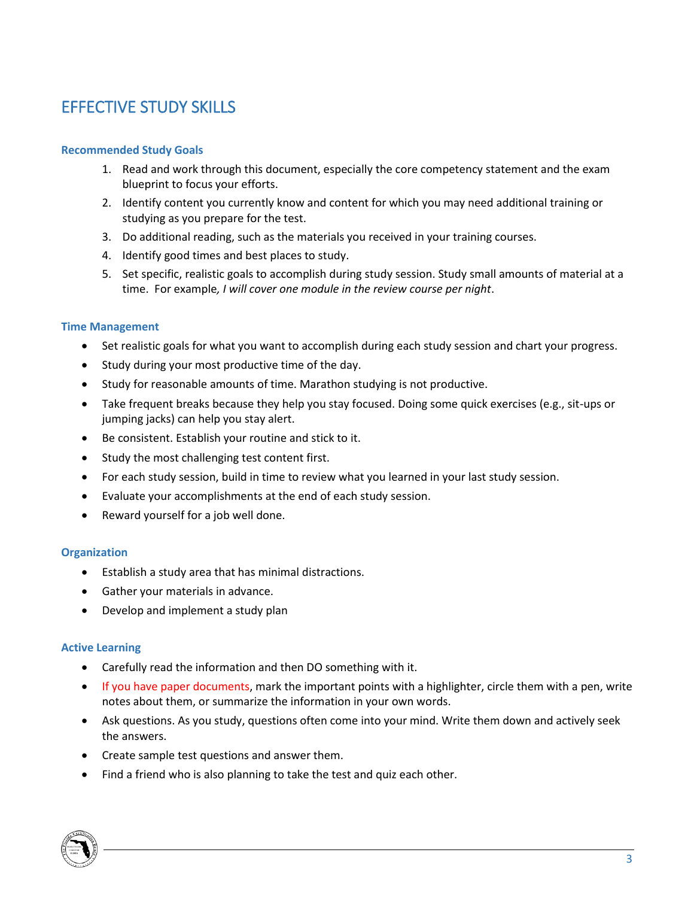# EFFECTIVE STUDY SKILLS

### Recommended Study Goals

1. Read and work through this document, especially the core competency statement and the exam blueprint to focus your efforts.
2. Identify content you currently know and content for which you may need additional training or studying as you prepare for the test.
3. Do additional reading, such as the materials you received in your training courses.
4. Identify good times and best places to study.
5. Set specific, realistic goals to accomplish during study session. Study small amounts of material at a time. For example*, I will cover one module in the review course per night*.

### Time Management

- Set realistic goals for what you want to accomplish during each study session and chart your progress.
- Study during your most productive time of the day.
- Study for reasonable amounts of time. Marathon studying is not productive.
- Take frequent breaks because they help you stay focused. Doing some quick exercises (e.g., sit-ups or jumping jacks) can help you stay alert.
- Be consistent. Establish your routine and stick to it.
- Study the most challenging test content first.
- For each study session, build in time to review what you learned in your last study session.
- Evaluate your accomplishments at the end of each study session.
- Reward yourself for a job well done.

### Organization

- Establish a study area that has minimal distractions.
- Gather your materials in advance.
- Develop and implement a study plan

### Active Learning

- Carefully read the information and then DO something with it.
- If you have paper documents, mark the important points with a highlighter, circle them with a pen, write notes about them, or summarize the information in your own words.
- Ask questions. As you study, questions often come into your mind. Write them down and actively seek the answers.
- Create sample test questions and answer them.
- Find a friend who is also planning to take the test and quiz each other.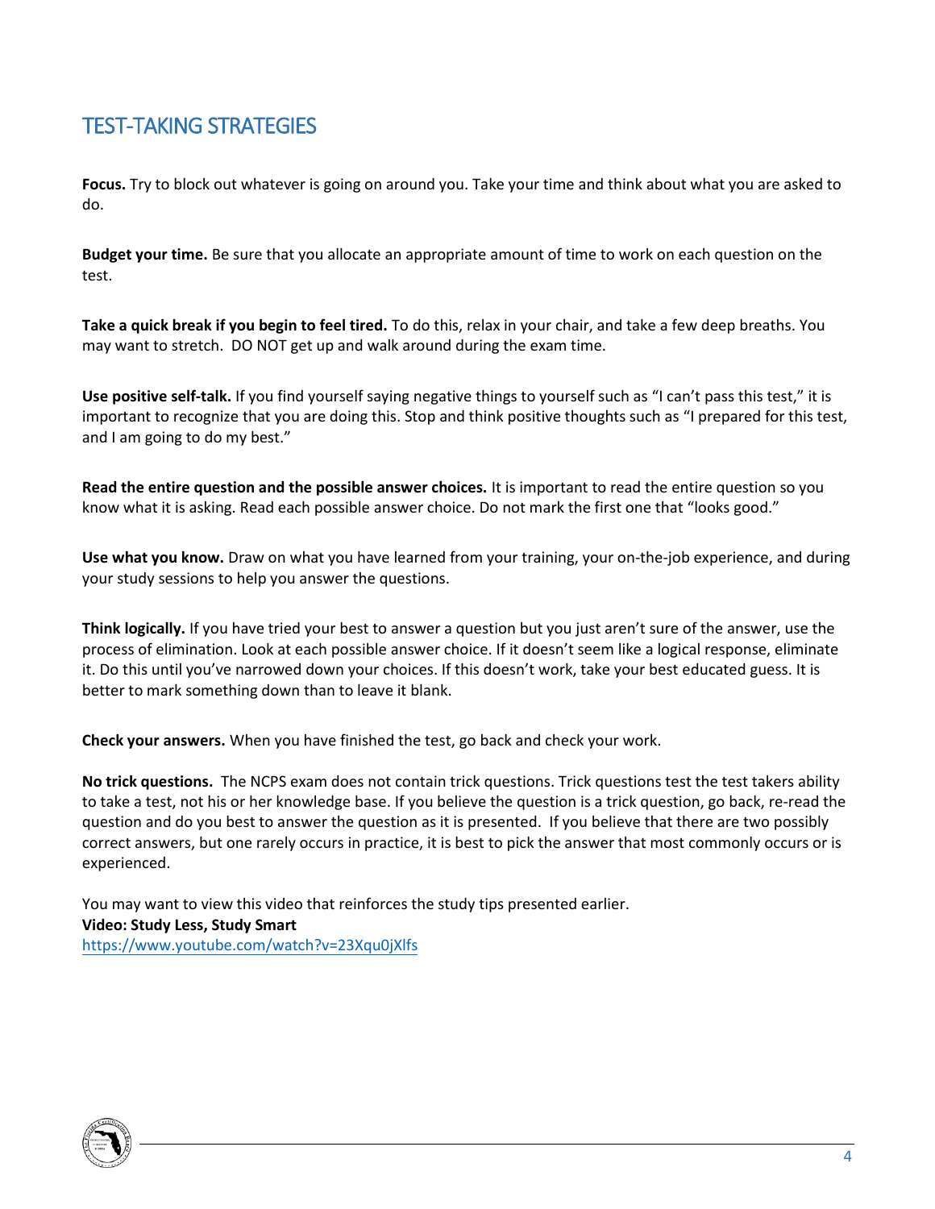## TEST-TAKING STRATEGIES

**Focus.** Try to block out whatever is going on around you. Take your time and think about what you are asked to do.

**Budget your time.** Be sure that you allocate an appropriate amount of time to work on each question on the test.

**Take a quick break if you begin to feel tired.** To do this, relax in your chair, and take a few deep breaths. You may want to stretch. DO NOT get up and walk around during the exam time.

**Use positive self-talk.** If you find yourself saying negative things to yourself such as "I can't pass this test," it is important to recognize that you are doing this. Stop and think positive thoughts such as "I prepared for this test, and I am going to do my best."

**Read the entire question and the possible answer choices.** It is important to read the entire question so you know what it is asking. Read each possible answer choice. Do not mark the first one that "looks good."

**Use what you know.** Draw on what you have learned from your training, your on-the-job experience, and during your study sessions to help you answer the questions.

**Think logically.** If you have tried your best to answer a question but you just aren't sure of the answer, use the process of elimination. Look at each possible answer choice. If it doesn't seem like a logical response, eliminate it. Do this until you've narrowed down your choices. If this doesn't work, take your best educated guess. It is better to mark something down than to leave it blank.

**Check your answers.** When you have finished the test, go back and check your work.

**No trick questions.** The NCPS exam does not contain trick questions. Trick questions test the test takers ability to take a test, not his or her knowledge base. If you believe the question is a trick question, go back, re-read the question and do you best to answer the question as it is presented. If you believe that there are two possibly correct answers, but one rarely occurs in practice, it is best to pick the answer that most commonly occurs or is experienced.

You may want to view this video that reinforces the study tips presented earlier.
**Video: Study Less, Study Smart**
https://www.youtube.com/watch?v=23Xqu0jXlfs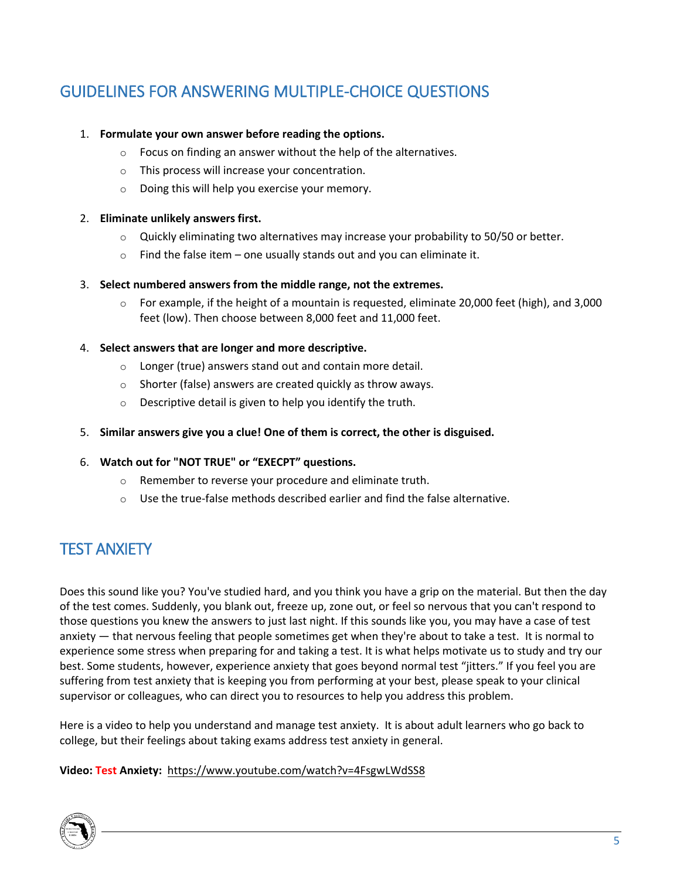## GUIDELINES FOR ANSWERING MULTIPLE-CHOICE QUESTIONS

1. **Formulate your own answer before reading the options.**
   - Focus on finding an answer without the help of the alternatives.
   - This process will increase your concentration.
   - Doing this will help you exercise your memory.

2. **Eliminate unlikely answers first.**
   - Quickly eliminating two alternatives may increase your probability to 50/50 or better.
   - Find the false item – one usually stands out and you can eliminate it.

3. **Select numbered answers from the middle range, not the extremes.**
   - For example, if the height of a mountain is requested, eliminate 20,000 feet (high), and 3,000 feet (low). Then choose between 8,000 feet and 11,000 feet.

4. **Select answers that are longer and more descriptive.**
   - Longer (true) answers stand out and contain more detail.
   - Shorter (false) answers are created quickly as throw aways.
   - Descriptive detail is given to help you identify the truth.

5. **Similar answers give you a clue! One of them is correct, the other is disguised.**

6. **Watch out for "NOT TRUE" or "EXECPT" questions.**
   - Remember to reverse your procedure and eliminate truth.
   - Use the true-false methods described earlier and find the false alternative.

## TEST ANXIETY

Does this sound like you? You've studied hard, and you think you have a grip on the material. But then the day of the test comes. Suddenly, you blank out, freeze up, zone out, or feel so nervous that you can't respond to those questions you knew the answers to just last night. If this sounds like you, you may have a case of test anxiety — that nervous feeling that people sometimes get when they're about to take a test. It is normal to experience some stress when preparing for and taking a test. It is what helps motivate us to study and try our best. Some students, however, experience anxiety that goes beyond normal test "jitters." If you feel you are suffering from test anxiety that is keeping you from performing at your best, please speak to your clinical supervisor or colleagues, who can direct you to resources to help you address this problem.

Here is a video to help you understand and manage test anxiety. It is about adult learners who go back to college, but their feelings about taking exams address test anxiety in general.

**Video: Test Anxiety:** https://www.youtube.com/watch?v=4FsgwLWdSS8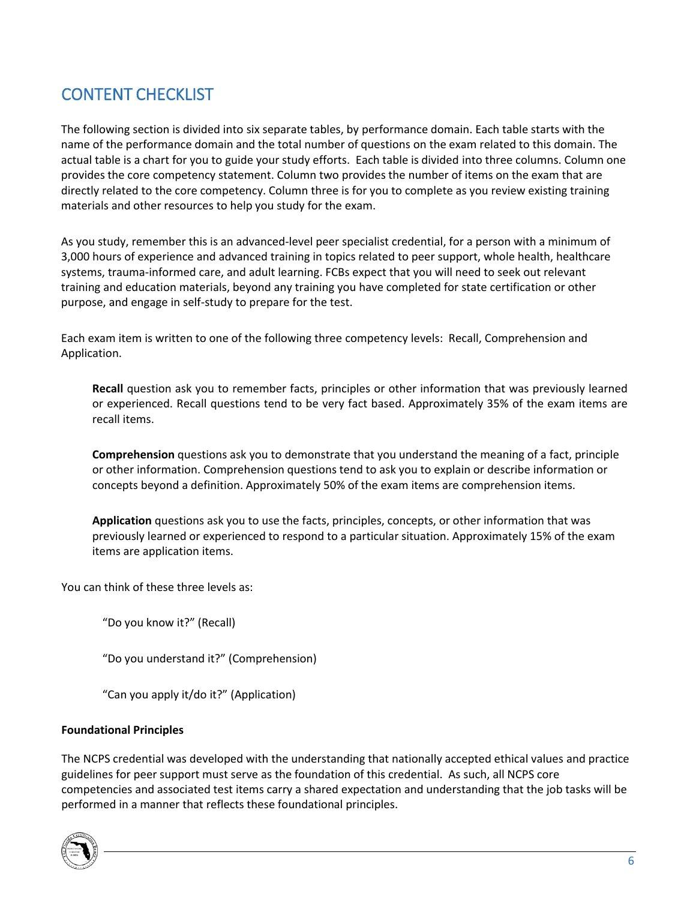## CONTENT CHECKLIST

The following section is divided into six separate tables, by performance domain. Each table starts with the name of the performance domain and the total number of questions on the exam related to this domain. The actual table is a chart for you to guide your study efforts. Each table is divided into three columns. Column one provides the core competency statement. Column two provides the number of items on the exam that are directly related to the core competency. Column three is for you to complete as you review existing training materials and other resources to help you study for the exam.

As you study, remember this is an advanced-level peer specialist credential, for a person with a minimum of 3,000 hours of experience and advanced training in topics related to peer support, whole health, healthcare systems, trauma-informed care, and adult learning. FCBs expect that you will need to seek out relevant training and education materials, beyond any training you have completed for state certification or other purpose, and engage in self-study to prepare for the test.

Each exam item is written to one of the following three competency levels: Recall, Comprehension and Application.

> **Recall** question ask you to remember facts, principles or other information that was previously learned or experienced. Recall questions tend to be very fact based. Approximately 35% of the exam items are recall items.
>
> **Comprehension** questions ask you to demonstrate that you understand the meaning of a fact, principle or other information. Comprehension questions tend to ask you to explain or describe information or concepts beyond a definition. Approximately 50% of the exam items are comprehension items.
>
> **Application** questions ask you to use the facts, principles, concepts, or other information that was previously learned or experienced to respond to a particular situation. Approximately 15% of the exam items are application items.

You can think of these three levels as:

> "Do you know it?" (Recall)
>
> "Do you understand it?" (Comprehension)
>
> "Can you apply it/do it?" (Application)

**Foundational Principles**

The NCPS credential was developed with the understanding that nationally accepted ethical values and practice guidelines for peer support must serve as the foundation of this credential. As such, all NCPS core competencies and associated test items carry a shared expectation and understanding that the job tasks will be performed in a manner that reflects these foundational principles.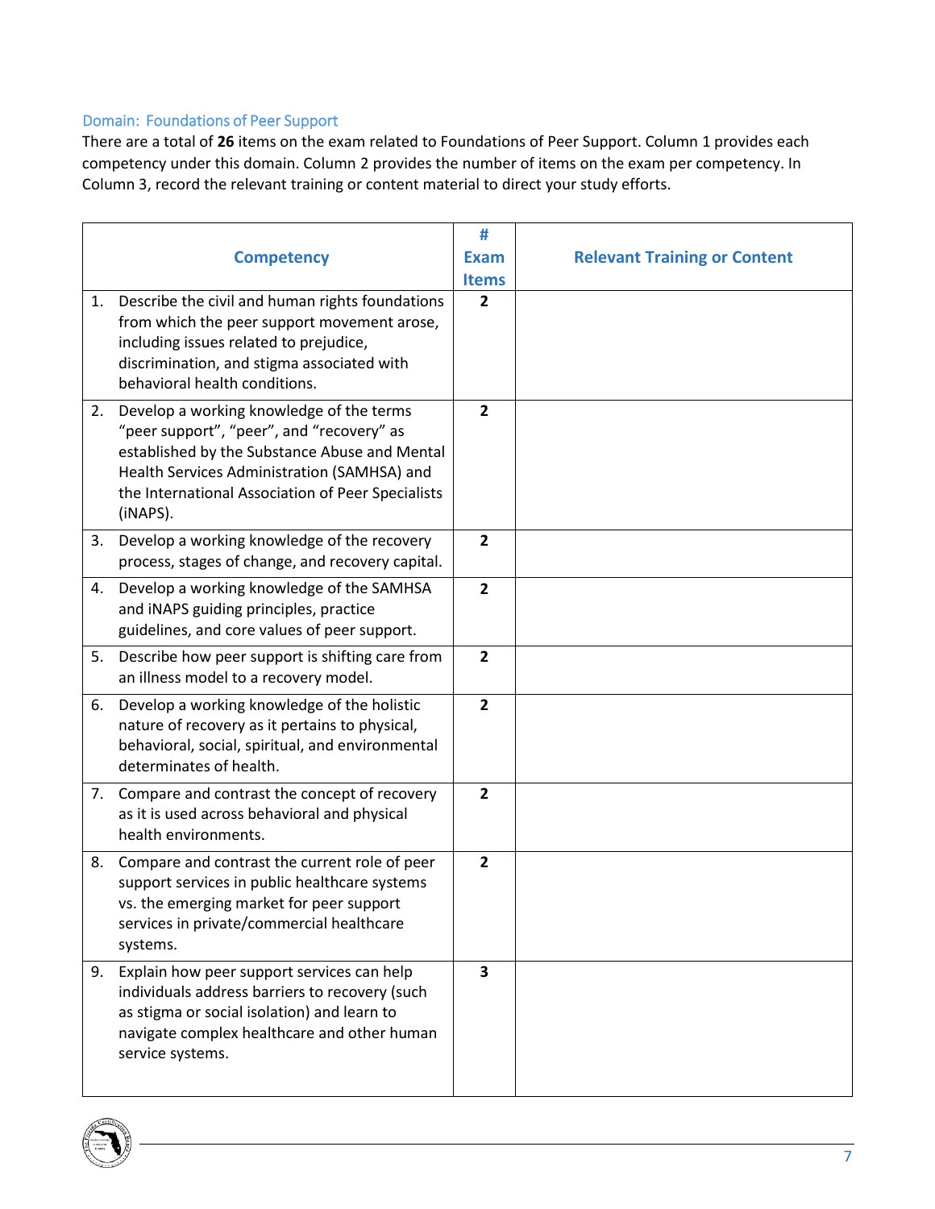## Domain: Foundations of Peer Support

There are a total of **26** items on the exam related to Foundations of Peer Support. Column 1 provides each competency under this domain. Column 2 provides the number of items on the exam per competency. In Column 3, record the relevant training or content material to direct your study efforts.

| Competency | # Exam Items | Relevant Training or Content |
|---|---|---|
| 1. Describe the civil and human rights foundations from which the peer support movement arose, including issues related to prejudice, discrimination, and stigma associated with behavioral health conditions. | **2** | |
| 2. Develop a working knowledge of the terms "peer support", "peer", and "recovery" as established by the Substance Abuse and Mental Health Services Administration (SAMHSA) and the International Association of Peer Specialists (iNAPS). | **2** | |
| 3. Develop a working knowledge of the recovery process, stages of change, and recovery capital. | **2** | |
| 4. Develop a working knowledge of the SAMHSA and iNAPS guiding principles, practice guidelines, and core values of peer support. | **2** | |
| 5. Describe how peer support is shifting care from an illness model to a recovery model. | **2** | |
| 6. Develop a working knowledge of the holistic nature of recovery as it pertains to physical, behavioral, social, spiritual, and environmental determinates of health. | **2** | |
| 7. Compare and contrast the concept of recovery as it is used across behavioral and physical health environments. | **2** | |
| 8. Compare and contrast the current role of peer support services in public healthcare systems vs. the emerging market for peer support services in private/commercial healthcare systems. | **2** | |
| 9. Explain how peer support services can help individuals address barriers to recovery (such as stigma or social isolation) and learn to navigate complex healthcare and other human service systems. | **3** | |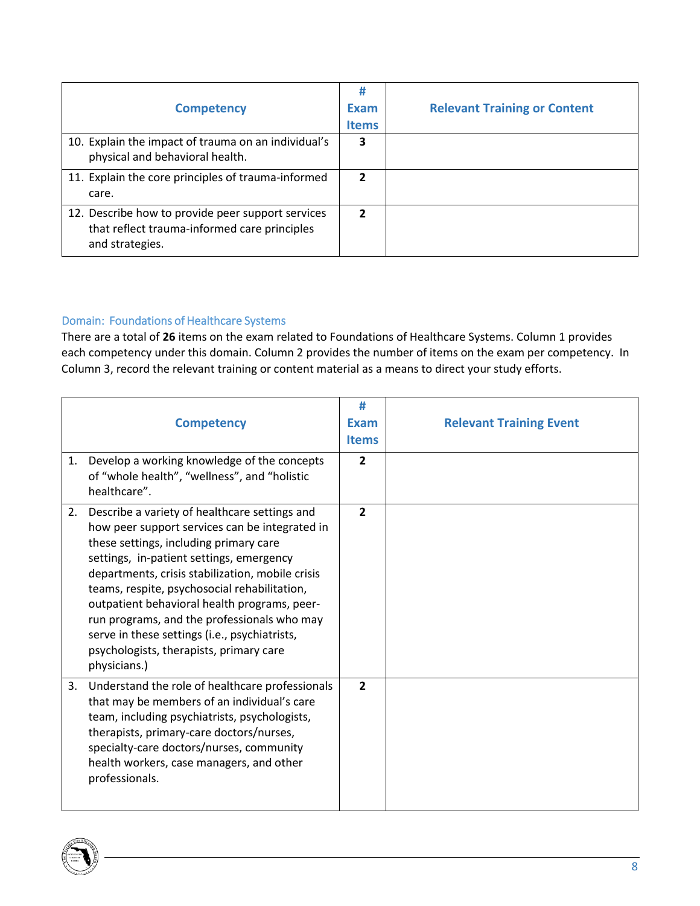| Competency | # Exam Items | Relevant Training or Content |
|---|---|---|
| 10. Explain the impact of trauma on an individual's physical and behavioral health. | **3** | |
| 11. Explain the core principles of trauma-informed care. | **2** | |
| 12. Describe how to provide peer support services that reflect trauma-informed care principles and strategies. | **2** | |

### Domain: Foundations of Healthcare Systems

There are a total of **26** items on the exam related to Foundations of Healthcare Systems. Column 1 provides each competency under this domain. Column 2 provides the number of items on the exam per competency. In Column 3, record the relevant training or content material as a means to direct your study efforts.

| Competency | # Exam Items | Relevant Training Event |
|---|---|---|
| 1. Develop a working knowledge of the concepts of "whole health", "wellness", and "holistic healthcare". | **2** | |
| 2. Describe a variety of healthcare settings and how peer support services can be integrated in these settings, including primary care settings, in-patient settings, emergency departments, crisis stabilization, mobile crisis teams, respite, psychosocial rehabilitation, outpatient behavioral health programs, peer-run programs, and the professionals who may serve in these settings (i.e., psychiatrists, psychologists, therapists, primary care physicians.) | **2** | |
| 3. Understand the role of healthcare professionals that may be members of an individual's care team, including psychiatrists, psychologists, therapists, primary-care doctors/nurses, specialty-care doctors/nurses, community health workers, case managers, and other professionals. | **2** | |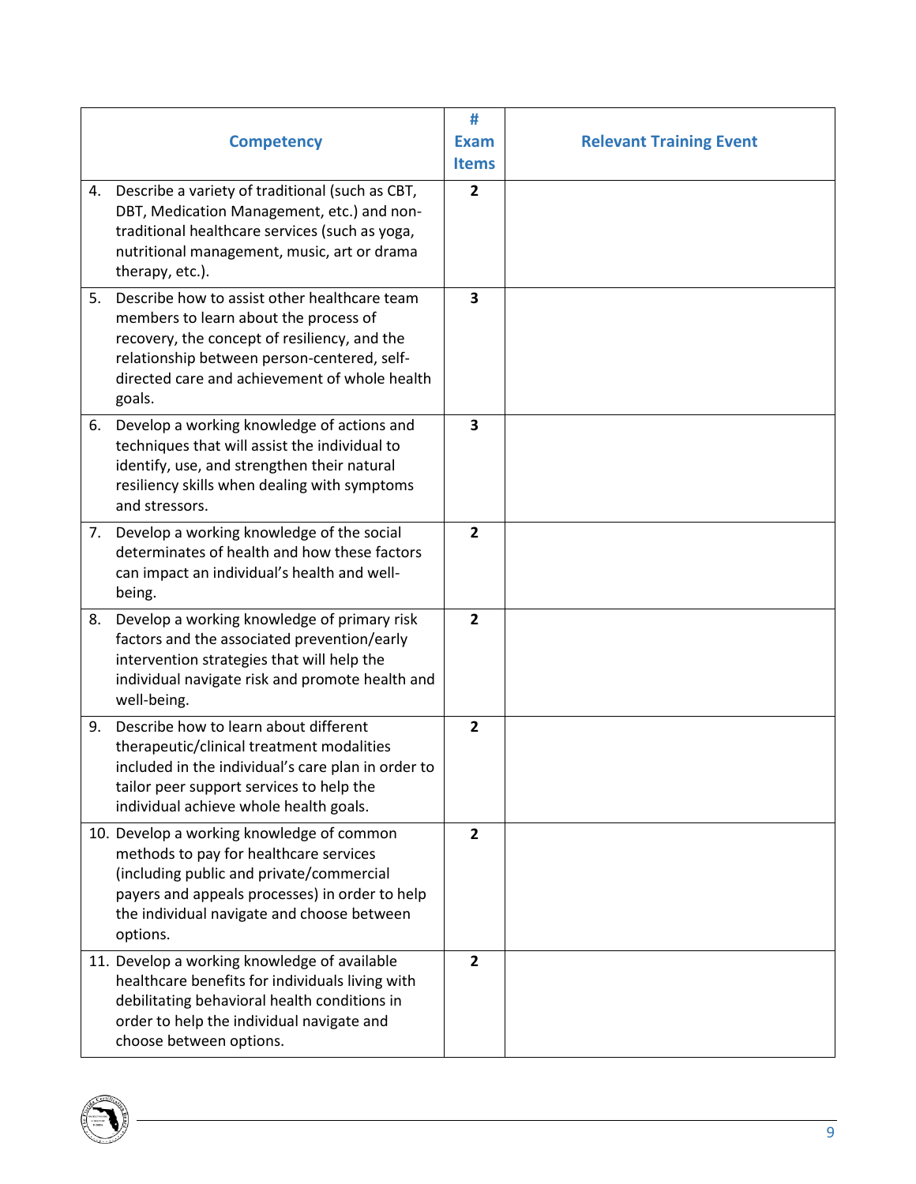| Competency | # Exam Items | Relevant Training Event |
|---|---|---|
| 4. Describe a variety of traditional (such as CBT, DBT, Medication Management, etc.) and non-traditional healthcare services (such as yoga, nutritional management, music, art or drama therapy, etc.). | **2** | |
| 5. Describe how to assist other healthcare team members to learn about the process of recovery, the concept of resiliency, and the relationship between person-centered, self-directed care and achievement of whole health goals. | **3** | |
| 6. Develop a working knowledge of actions and techniques that will assist the individual to identify, use, and strengthen their natural resiliency skills when dealing with symptoms and stressors. | **3** | |
| 7. Develop a working knowledge of the social determinates of health and how these factors can impact an individual's health and well-being. | **2** | |
| 8. Develop a working knowledge of primary risk factors and the associated prevention/early intervention strategies that will help the individual navigate risk and promote health and well-being. | **2** | |
| 9. Describe how to learn about different therapeutic/clinical treatment modalities included in the individual's care plan in order to tailor peer support services to help the individual achieve whole health goals. | **2** | |
| 10. Develop a working knowledge of common methods to pay for healthcare services (including public and private/commercial payers and appeals processes) in order to help the individual navigate and choose between options. | **2** | |
| 11. Develop a working knowledge of available healthcare benefits for individuals living with debilitating behavioral health conditions in order to help the individual navigate and choose between options. | **2** | |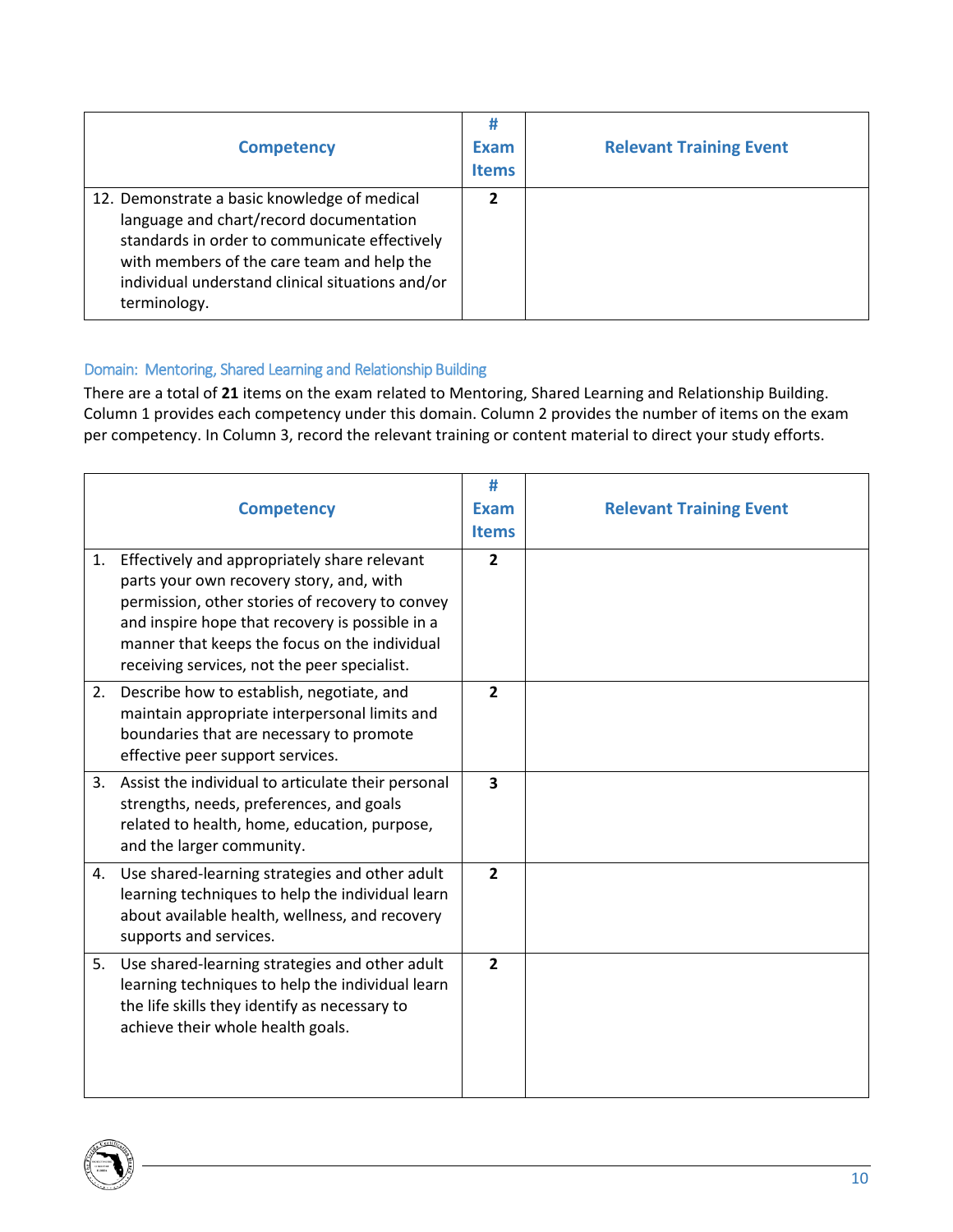| Competency | # Exam Items | Relevant Training Event |
|---|---|---|
| 12. Demonstrate a basic knowledge of medical language and chart/record documentation standards in order to communicate effectively with members of the care team and help the individual understand clinical situations and/or terminology. | **2** | |

### Domain: Mentoring, Shared Learning and Relationship Building

There are a total of **21** items on the exam related to Mentoring, Shared Learning and Relationship Building. Column 1 provides each competency under this domain. Column 2 provides the number of items on the exam per competency. In Column 3, record the relevant training or content material to direct your study efforts.

| Competency | # Exam Items | Relevant Training Event |
|---|---|---|
| 1. Effectively and appropriately share relevant parts your own recovery story, and, with permission, other stories of recovery to convey and inspire hope that recovery is possible in a manner that keeps the focus on the individual receiving services, not the peer specialist. | **2** | |
| 2. Describe how to establish, negotiate, and maintain appropriate interpersonal limits and boundaries that are necessary to promote effective peer support services. | **2** | |
| 3. Assist the individual to articulate their personal strengths, needs, preferences, and goals related to health, home, education, purpose, and the larger community. | **3** | |
| 4. Use shared-learning strategies and other adult learning techniques to help the individual learn about available health, wellness, and recovery supports and services. | **2** | |
| 5. Use shared-learning strategies and other adult learning techniques to help the individual learn the life skills they identify as necessary to achieve their whole health goals. | **2** | |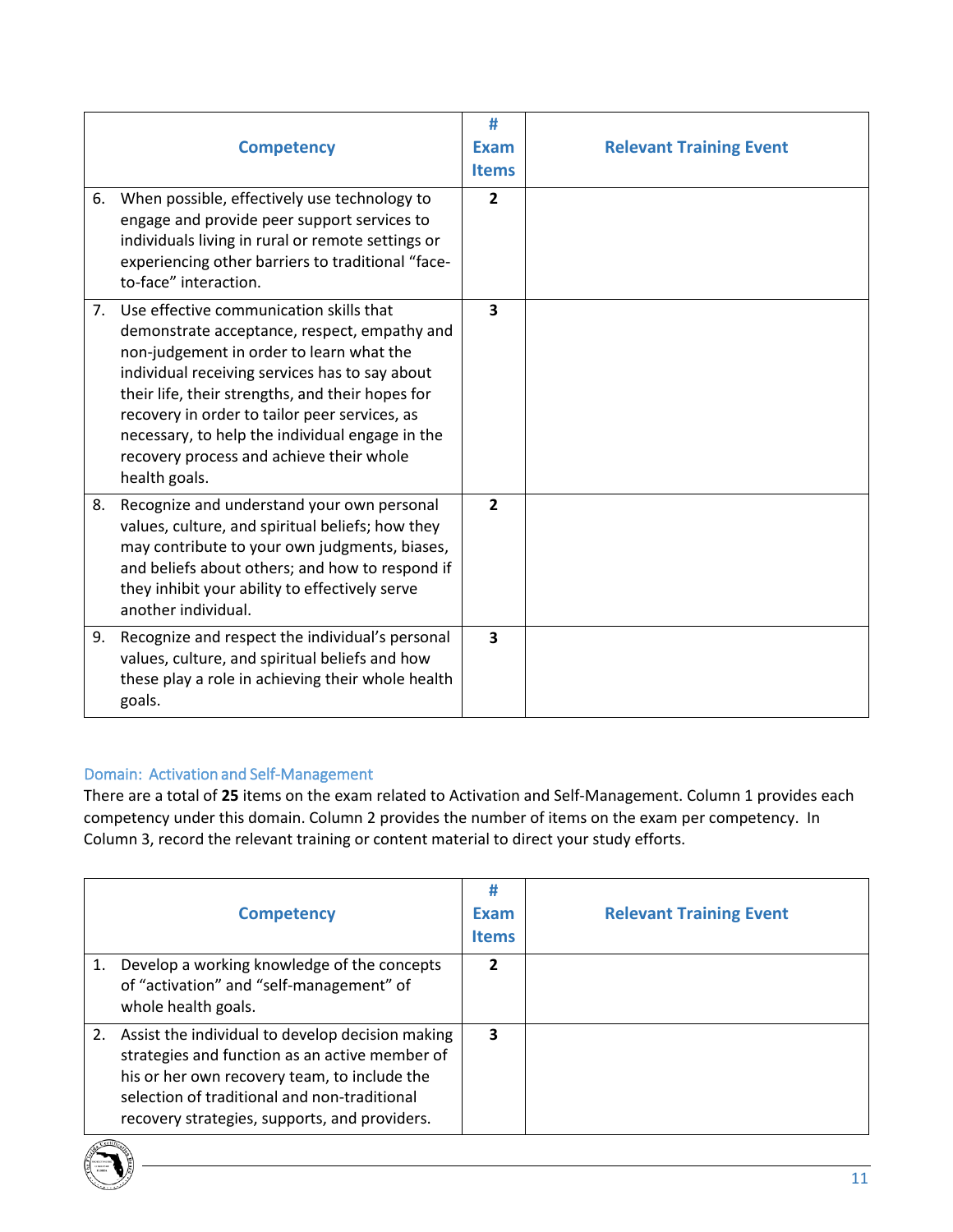| Competency | # Exam Items | Relevant Training Event |
|---|---|---|
| 6. When possible, effectively use technology to engage and provide peer support services to individuals living in rural or remote settings or experiencing other barriers to traditional "face-to-face" interaction. | **2** | |
| 7. Use effective communication skills that demonstrate acceptance, respect, empathy and non-judgement in order to learn what the individual receiving services has to say about their life, their strengths, and their hopes for recovery in order to tailor peer services, as necessary, to help the individual engage in the recovery process and achieve their whole health goals. | **3** | |
| 8. Recognize and understand your own personal values, culture, and spiritual beliefs; how they may contribute to your own judgments, biases, and beliefs about others; and how to respond if they inhibit your ability to effectively serve another individual. | **2** | |
| 9. Recognize and respect the individual's personal values, culture, and spiritual beliefs and how these play a role in achieving their whole health goals. | **3** | |

### Domain: Activation and Self-Management

There are a total of **25** items on the exam related to Activation and Self-Management. Column 1 provides each competency under this domain. Column 2 provides the number of items on the exam per competency. In Column 3, record the relevant training or content material to direct your study efforts.

| Competency | # Exam Items | Relevant Training Event |
|---|---|---|
| 1. Develop a working knowledge of the concepts of "activation" and "self-management" of whole health goals. | **2** | |
| 2. Assist the individual to develop decision making strategies and function as an active member of his or her own recovery team, to include the selection of traditional and non-traditional recovery strategies, supports, and providers. | **3** | |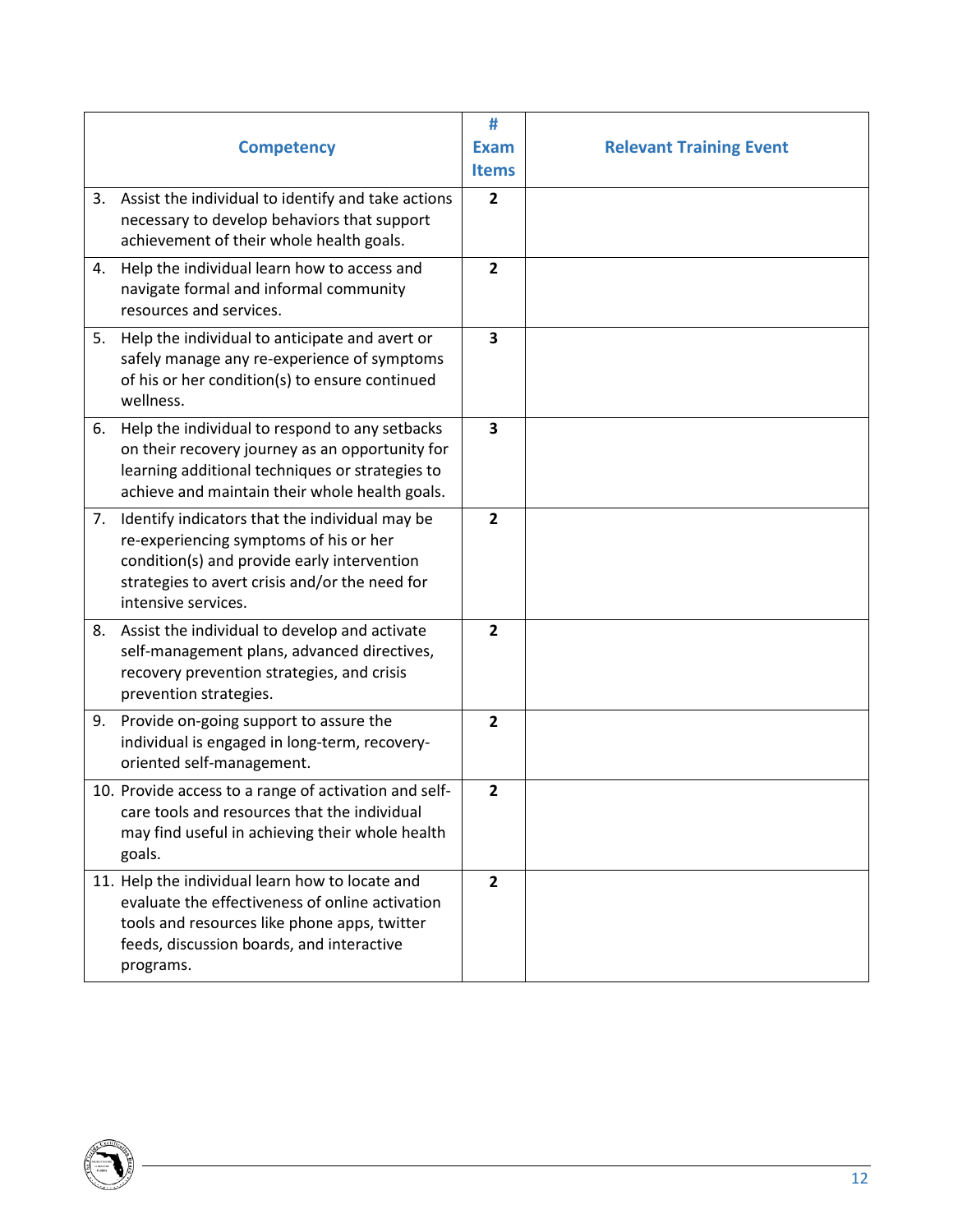| Competency | # Exam Items | Relevant Training Event |
|---|---|---|
| 3. Assist the individual to identify and take actions necessary to develop behaviors that support achievement of their whole health goals. | **2** | |
| 4. Help the individual learn how to access and navigate formal and informal community resources and services. | **2** | |
| 5. Help the individual to anticipate and avert or safely manage any re-experience of symptoms of his or her condition(s) to ensure continued wellness. | **3** | |
| 6. Help the individual to respond to any setbacks on their recovery journey as an opportunity for learning additional techniques or strategies to achieve and maintain their whole health goals. | **3** | |
| 7. Identify indicators that the individual may be re-experiencing symptoms of his or her condition(s) and provide early intervention strategies to avert crisis and/or the need for intensive services. | **2** | |
| 8. Assist the individual to develop and activate self-management plans, advanced directives, recovery prevention strategies, and crisis prevention strategies. | **2** | |
| 9. Provide on-going support to assure the individual is engaged in long-term, recovery-oriented self-management. | **2** | |
| 10. Provide access to a range of activation and self-care tools and resources that the individual may find useful in achieving their whole health goals. | **2** | |
| 11. Help the individual learn how to locate and evaluate the effectiveness of online activation tools and resources like phone apps, twitter feeds, discussion boards, and interactive programs. | **2** | |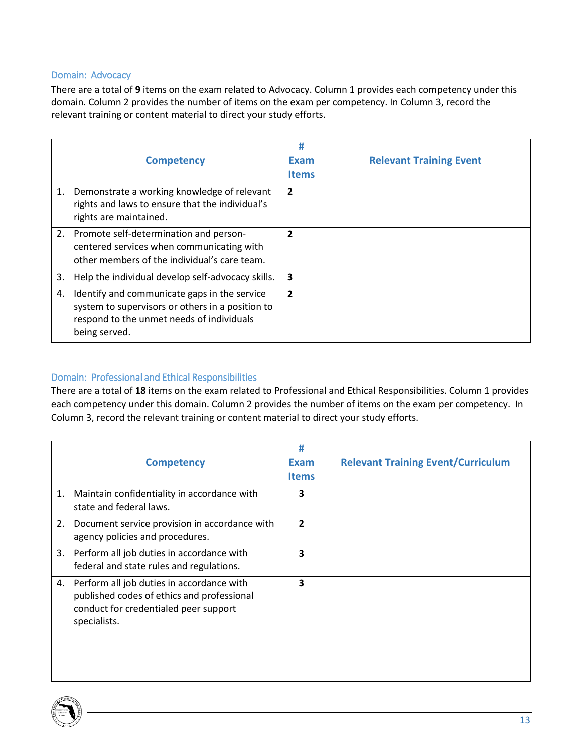### Domain: Advocacy

There are a total of **9** items on the exam related to Advocacy. Column 1 provides each competency under this domain. Column 2 provides the number of items on the exam per competency. In Column 3, record the relevant training or content material to direct your study efforts.

| Competency | # Exam Items | Relevant Training Event |
|---|---|---|
| 1. Demonstrate a working knowledge of relevant rights and laws to ensure that the individual's rights are maintained. | **2** | |
| 2. Promote self-determination and person-centered services when communicating with other members of the individual's care team. | **2** | |
| 3. Help the individual develop self-advocacy skills. | **3** | |
| 4. Identify and communicate gaps in the service system to supervisors or others in a position to respond to the unmet needs of individuals being served. | **2** | |

### Domain: Professional and Ethical Responsibilities

There are a total of **18** items on the exam related to Professional and Ethical Responsibilities. Column 1 provides each competency under this domain. Column 2 provides the number of items on the exam per competency. In Column 3, record the relevant training or content material to direct your study efforts.

| Competency | # Exam Items | Relevant Training Event/Curriculum |
|---|---|---|
| 1. Maintain confidentiality in accordance with state and federal laws. | **3** | |
| 2. Document service provision in accordance with agency policies and procedures. | **2** | |
| 3. Perform all job duties in accordance with federal and state rules and regulations. | **3** | |
| 4. Perform all job duties in accordance with published codes of ethics and professional conduct for credentialed peer support specialists. | **3** | |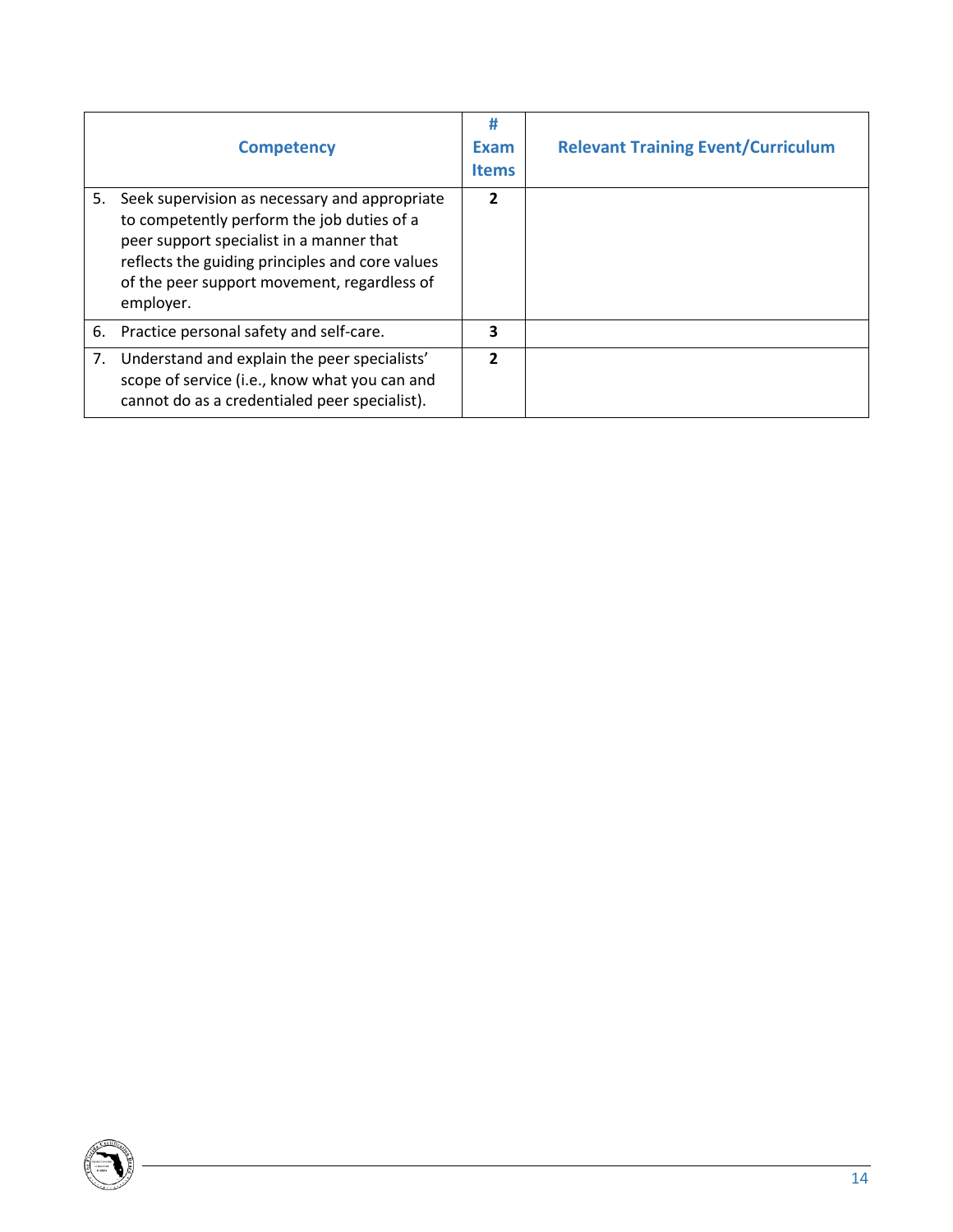| Competency | # Exam Items | Relevant Training Event/Curriculum |
|---|---|---|
| 5. Seek supervision as necessary and appropriate to competently perform the job duties of a peer support specialist in a manner that reflects the guiding principles and core values of the peer support movement, regardless of employer. | **2** | |
| 6. Practice personal safety and self-care. | **3** | |
| 7. Understand and explain the peer specialists' scope of service (i.e., know what you can and cannot do as a credentialed peer specialist). | **2** | |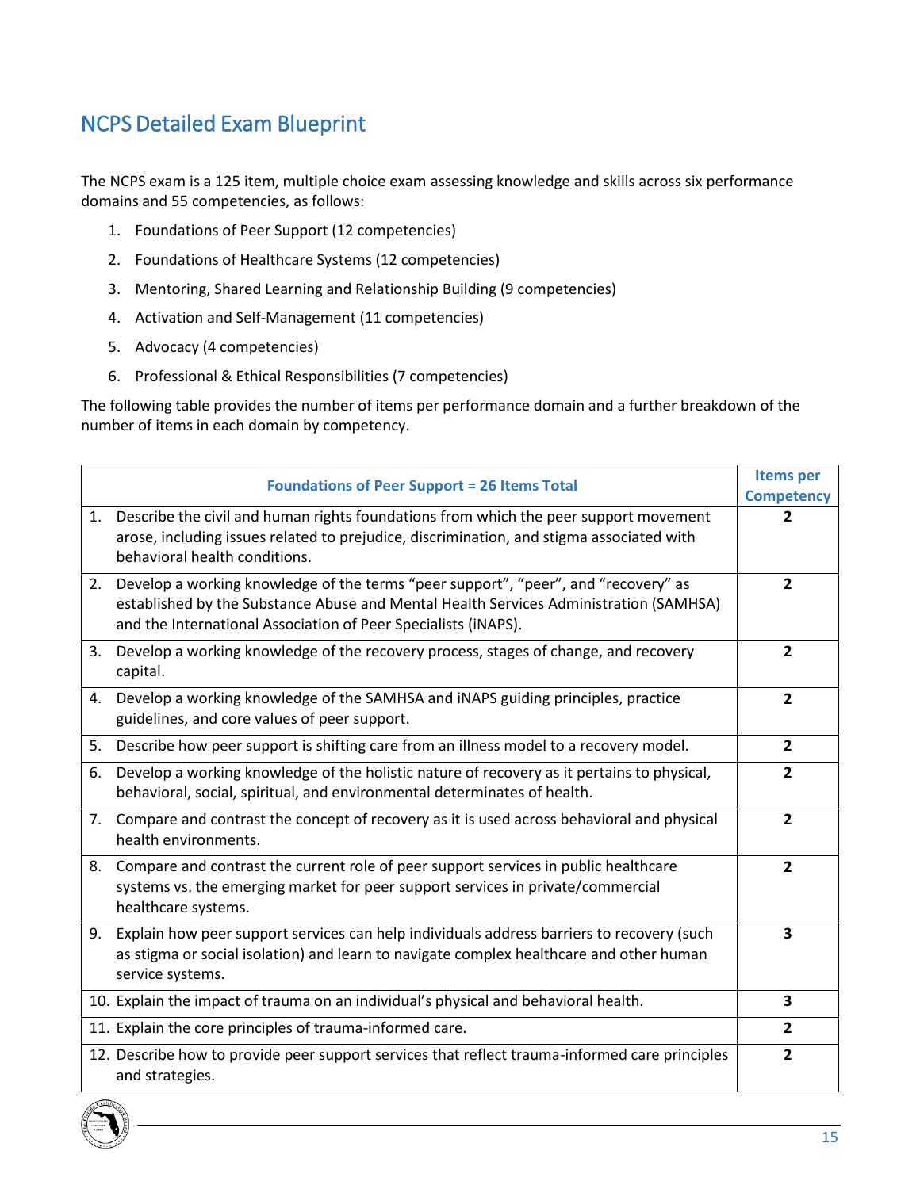## NCPS Detailed Exam Blueprint

The NCPS exam is a 125 item, multiple choice exam assessing knowledge and skills across six performance domains and 55 competencies, as follows:

1. Foundations of Peer Support (12 competencies)
2. Foundations of Healthcare Systems (12 competencies)
3. Mentoring, Shared Learning and Relationship Building (9 competencies)
4. Activation and Self-Management (11 competencies)
5. Advocacy (4 competencies)
6. Professional & Ethical Responsibilities (7 competencies)

The following table provides the number of items per performance domain and a further breakdown of the number of items in each domain by competency.

| **Foundations of Peer Support = 26 Items Total** | **Items per Competency** |
|---|---|
| 1. Describe the civil and human rights foundations from which the peer support movement arose, including issues related to prejudice, discrimination, and stigma associated with behavioral health conditions. | **2** |
| 2. Develop a working knowledge of the terms "peer support", "peer", and "recovery" as established by the Substance Abuse and Mental Health Services Administration (SAMHSA) and the International Association of Peer Specialists (iNAPS). | **2** |
| 3. Develop a working knowledge of the recovery process, stages of change, and recovery capital. | **2** |
| 4. Develop a working knowledge of the SAMHSA and iNAPS guiding principles, practice guidelines, and core values of peer support. | **2** |
| 5. Describe how peer support is shifting care from an illness model to a recovery model. | **2** |
| 6. Develop a working knowledge of the holistic nature of recovery as it pertains to physical, behavioral, social, spiritual, and environmental determinates of health. | **2** |
| 7. Compare and contrast the concept of recovery as it is used across behavioral and physical health environments. | **2** |
| 8. Compare and contrast the current role of peer support services in public healthcare systems vs. the emerging market for peer support services in private/commercial healthcare systems. | **2** |
| 9. Explain how peer support services can help individuals address barriers to recovery (such as stigma or social isolation) and learn to navigate complex healthcare and other human service systems. | **3** |
| 10. Explain the impact of trauma on an individual's physical and behavioral health. | **3** |
| 11. Explain the core principles of trauma-informed care. | **2** |
| 12. Describe how to provide peer support services that reflect trauma-informed care principles and strategies. | **2** |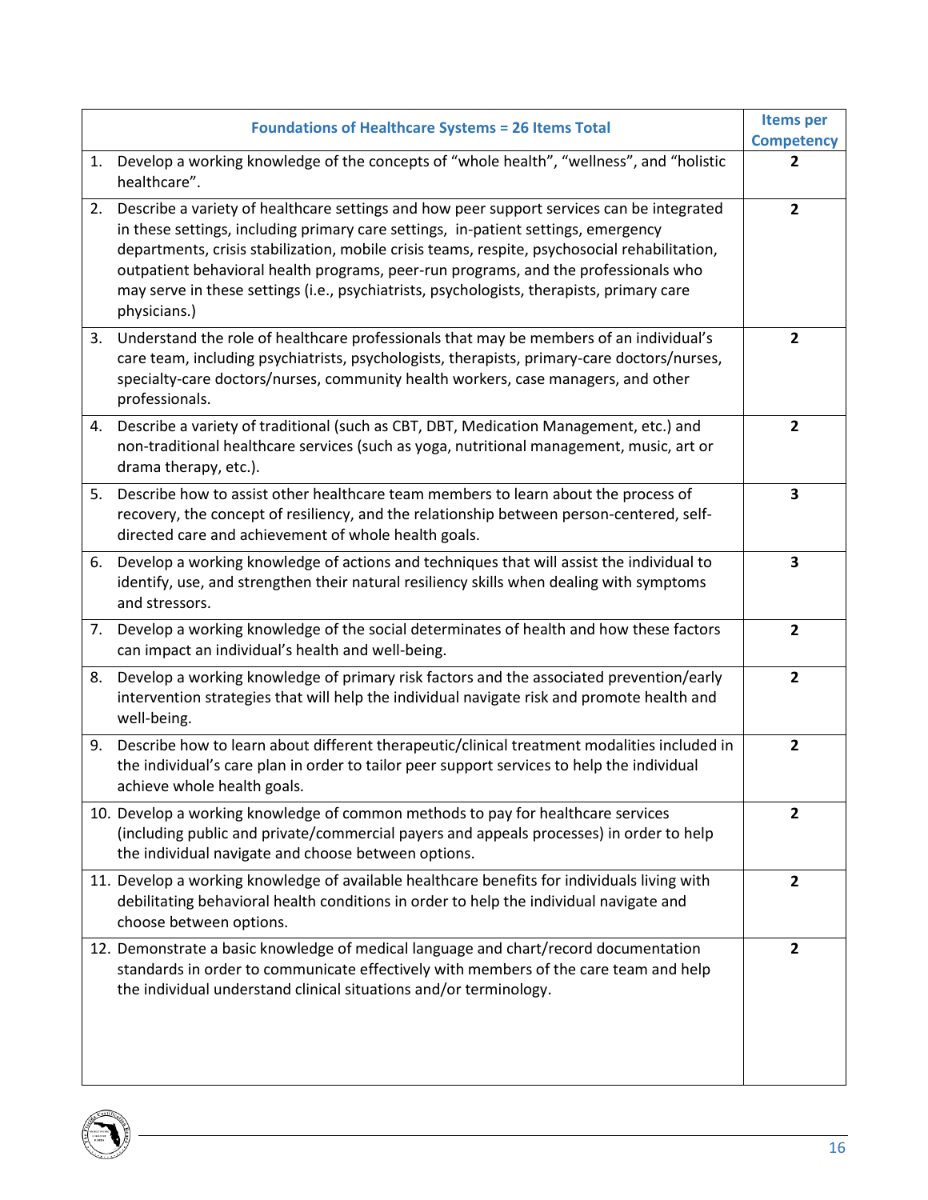| Foundations of Healthcare Systems = 26 Items Total | Items per Competency |
|---|---|
| 1. Develop a working knowledge of the concepts of "whole health", "wellness", and "holistic healthcare". | **2** |
| 2. Describe a variety of healthcare settings and how peer support services can be integrated in these settings, including primary care settings, in-patient settings, emergency departments, crisis stabilization, mobile crisis teams, respite, psychosocial rehabilitation, outpatient behavioral health programs, peer-run programs, and the professionals who may serve in these settings (i.e., psychiatrists, psychologists, therapists, primary care physicians.) | **2** |
| 3. Understand the role of healthcare professionals that may be members of an individual's care team, including psychiatrists, psychologists, therapists, primary-care doctors/nurses, specialty-care doctors/nurses, community health workers, case managers, and other professionals. | **2** |
| 4. Describe a variety of traditional (such as CBT, DBT, Medication Management, etc.) and non-traditional healthcare services (such as yoga, nutritional management, music, art or drama therapy, etc.). | **2** |
| 5. Describe how to assist other healthcare team members to learn about the process of recovery, the concept of resiliency, and the relationship between person-centered, self-directed care and achievement of whole health goals. | **3** |
| 6. Develop a working knowledge of actions and techniques that will assist the individual to identify, use, and strengthen their natural resiliency skills when dealing with symptoms and stressors. | **3** |
| 7. Develop a working knowledge of the social determinates of health and how these factors can impact an individual's health and well-being. | **2** |
| 8. Develop a working knowledge of primary risk factors and the associated prevention/early intervention strategies that will help the individual navigate risk and promote health and well-being. | **2** |
| 9. Describe how to learn about different therapeutic/clinical treatment modalities included in the individual's care plan in order to tailor peer support services to help the individual achieve whole health goals. | **2** |
| 10. Develop a working knowledge of common methods to pay for healthcare services (including public and private/commercial payers and appeals processes) in order to help the individual navigate and choose between options. | **2** |
| 11. Develop a working knowledge of available healthcare benefits for individuals living with debilitating behavioral health conditions in order to help the individual navigate and choose between options. | **2** |
| 12. Demonstrate a basic knowledge of medical language and chart/record documentation standards in order to communicate effectively with members of the care team and help the individual understand clinical situations and/or terminology. | **2** |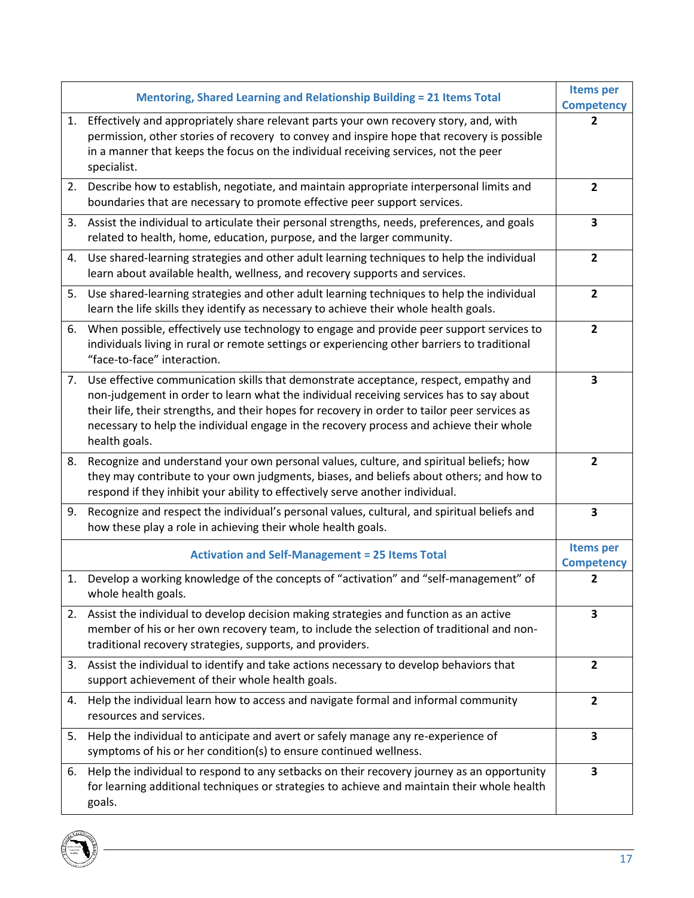| Mentoring, Shared Learning and Relationship Building = 21 Items Total | Items per Competency |
|---|---|
| 1. Effectively and appropriately share relevant parts your own recovery story, and, with permission, other stories of recovery to convey and inspire hope that recovery is possible in a manner that keeps the focus on the individual receiving services, not the peer specialist. | 2 |
| 2. Describe how to establish, negotiate, and maintain appropriate interpersonal limits and boundaries that are necessary to promote effective peer support services. | 2 |
| 3. Assist the individual to articulate their personal strengths, needs, preferences, and goals related to health, home, education, purpose, and the larger community. | 3 |
| 4. Use shared-learning strategies and other adult learning techniques to help the individual learn about available health, wellness, and recovery supports and services. | 2 |
| 5. Use shared-learning strategies and other adult learning techniques to help the individual learn the life skills they identify as necessary to achieve their whole health goals. | 2 |
| 6. When possible, effectively use technology to engage and provide peer support services to individuals living in rural or remote settings or experiencing other barriers to traditional "face-to-face" interaction. | 2 |
| 7. Use effective communication skills that demonstrate acceptance, respect, empathy and non-judgement in order to learn what the individual receiving services has to say about their life, their strengths, and their hopes for recovery in order to tailor peer services as necessary to help the individual engage in the recovery process and achieve their whole health goals. | 3 |
| 8. Recognize and understand your own personal values, culture, and spiritual beliefs; how they may contribute to your own judgments, biases, and beliefs about others; and how to respond if they inhibit your ability to effectively serve another individual. | 2 |
| 9. Recognize and respect the individual's personal values, cultural, and spiritual beliefs and how these play a role in achieving their whole health goals. | 3 |
| **Activation and Self-Management = 25 Items Total** | **Items per Competency** |
| 1. Develop a working knowledge of the concepts of "activation" and "self-management" of whole health goals. | 2 |
| 2. Assist the individual to develop decision making strategies and function as an active member of his or her own recovery team, to include the selection of traditional and non-traditional recovery strategies, supports, and providers. | 3 |
| 3. Assist the individual to identify and take actions necessary to develop behaviors that support achievement of their whole health goals. | 2 |
| 4. Help the individual learn how to access and navigate formal and informal community resources and services. | 2 |
| 5. Help the individual to anticipate and avert or safely manage any re-experience of symptoms of his or her condition(s) to ensure continued wellness. | 3 |
| 6. Help the individual to respond to any setbacks on their recovery journey as an opportunity for learning additional techniques or strategies to achieve and maintain their whole health goals. | 3 |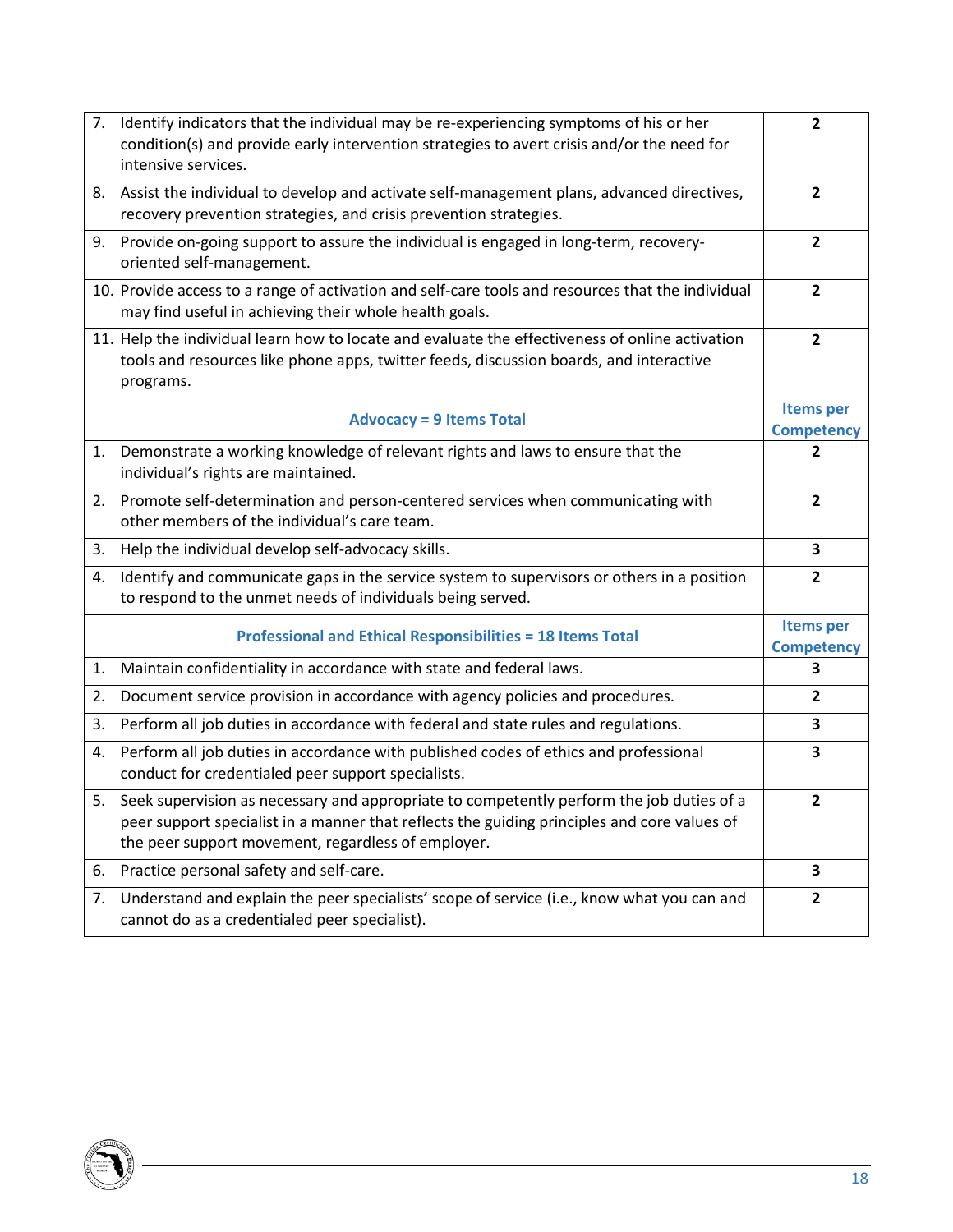| | |
|---|---|
| 7. Identify indicators that the individual may be re-experiencing symptoms of his or her condition(s) and provide early intervention strategies to avert crisis and/or the need for intensive services. | **2** |
| 8. Assist the individual to develop and activate self-management plans, advanced directives, recovery prevention strategies, and crisis prevention strategies. | **2** |
| 9. Provide on-going support to assure the individual is engaged in long-term, recovery-oriented self-management. | **2** |
| 10. Provide access to a range of activation and self-care tools and resources that the individual may find useful in achieving their whole health goals. | **2** |
| 11. Help the individual learn how to locate and evaluate the effectiveness of online activation tools and resources like phone apps, twitter feeds, discussion boards, and interactive programs. | **2** |
| **Advocacy = 9 Items Total** | **Items per Competency** |
| 1. Demonstrate a working knowledge of relevant rights and laws to ensure that the individual's rights are maintained. | **2** |
| 2. Promote self-determination and person-centered services when communicating with other members of the individual's care team. | **2** |
| 3. Help the individual develop self-advocacy skills. | **3** |
| 4. Identify and communicate gaps in the service system to supervisors or others in a position to respond to the unmet needs of individuals being served. | **2** |
| **Professional and Ethical Responsibilities = 18 Items Total** | **Items per Competency** |
| 1. Maintain confidentiality in accordance with state and federal laws. | **3** |
| 2. Document service provision in accordance with agency policies and procedures. | **2** |
| 3. Perform all job duties in accordance with federal and state rules and regulations. | **3** |
| 4. Perform all job duties in accordance with published codes of ethics and professional conduct for credentialed peer support specialists. | **3** |
| 5. Seek supervision as necessary and appropriate to competently perform the job duties of a peer support specialist in a manner that reflects the guiding principles and core values of the peer support movement, regardless of employer. | **2** |
| 6. Practice personal safety and self-care. | **3** |
| 7. Understand and explain the peer specialists' scope of service (i.e., know what you can and cannot do as a credentialed peer specialist). | **2** |